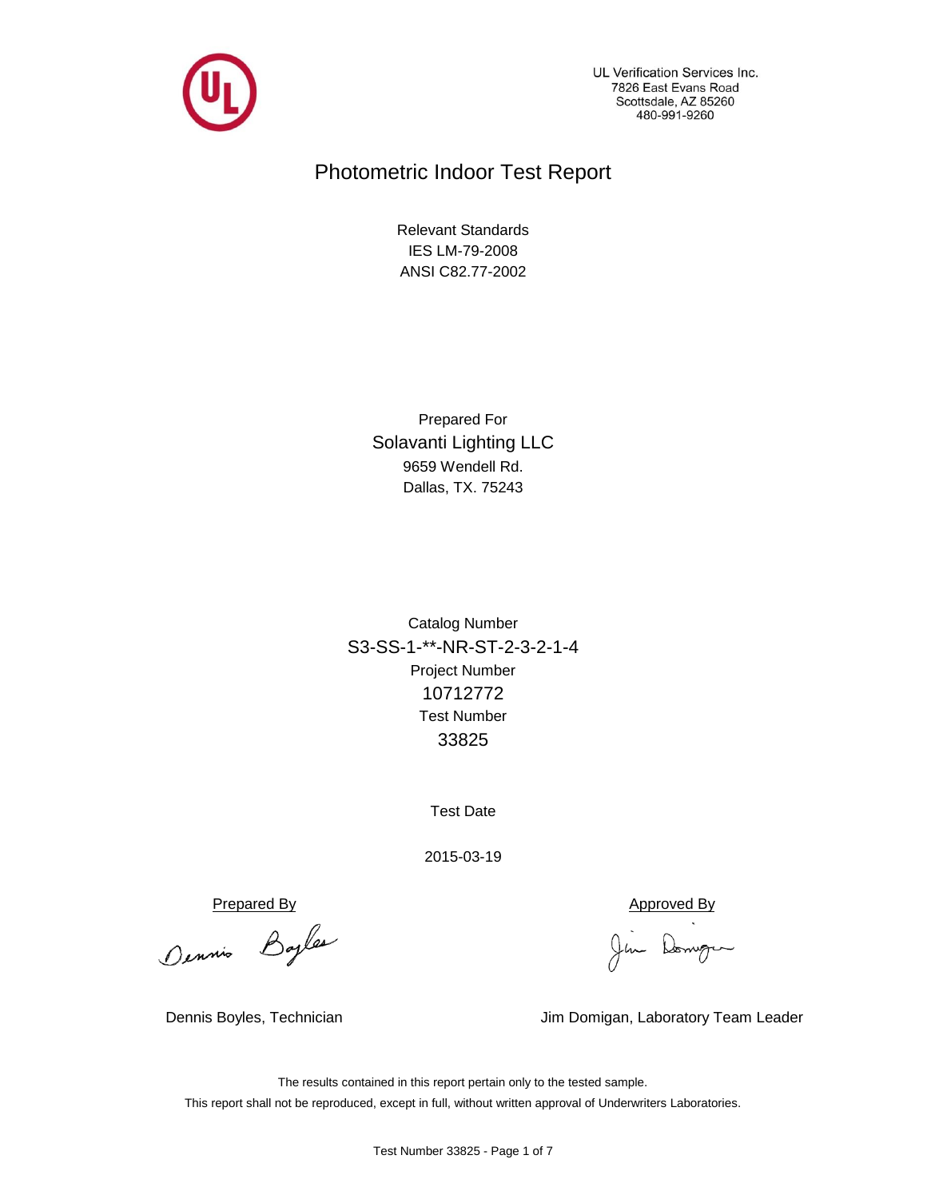UL Verification Services Inc.
7826 East Evans Road
Scottsdale, AZ 85260
480-991-9260

# Photometric Indoor Test Report

Relevant Standards
IES LM-79-2008
ANSI C82.77-2002

Prepared For
Solavanti Lighting LLC
9659 Wendell Rd.
Dallas, TX. 75243

Catalog Number
S3-SS-1-**-NR-ST-2-3-2-1-4
Project Number
10712772
Test Number
33825

Test Date

2015-03-19

Prepared By

Dennis Boyles, Technician

Approved By

Jim Domigan, Laboratory Team Leader

The results contained in this report pertain only to the tested sample.
This report shall not be reproduced, except in full, without written approval of Underwriters Laboratories.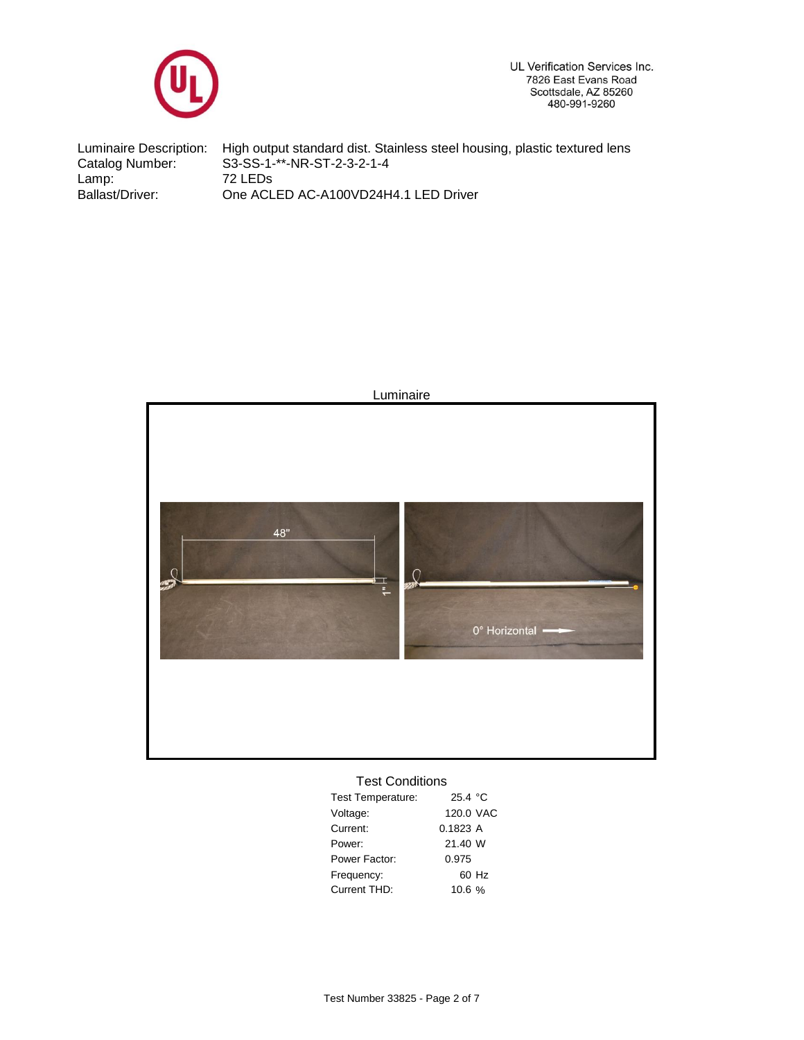UL Verification Services Inc.
7826 East Evans Road
Scottsdale, AZ 85260
480-991-9260

| | |
|---|---|
| Luminaire Description: | High output standard dist. Stainless steel housing, plastic textured lens |
| Catalog Number: | S3-SS-1-**-NR-ST-2-3-2-1-4 |
| Lamp: | 72 LEDs |
| Ballast/Driver: | One ACLED AC-A100VD24H4.1 LED Driver |

Luminaire

48"

1"

0° Horizontal

## Test Conditions

| | |
|---|---|
| Test Temperature: | 25.4 °C |
| Voltage: | 120.0 VAC |
| Current: | 0.1823 A |
| Power: | 21.40 W |
| Power Factor: | 0.975 |
| Frequency: | 60 Hz |
| Current THD: | 10.6 % |

Test Number 33825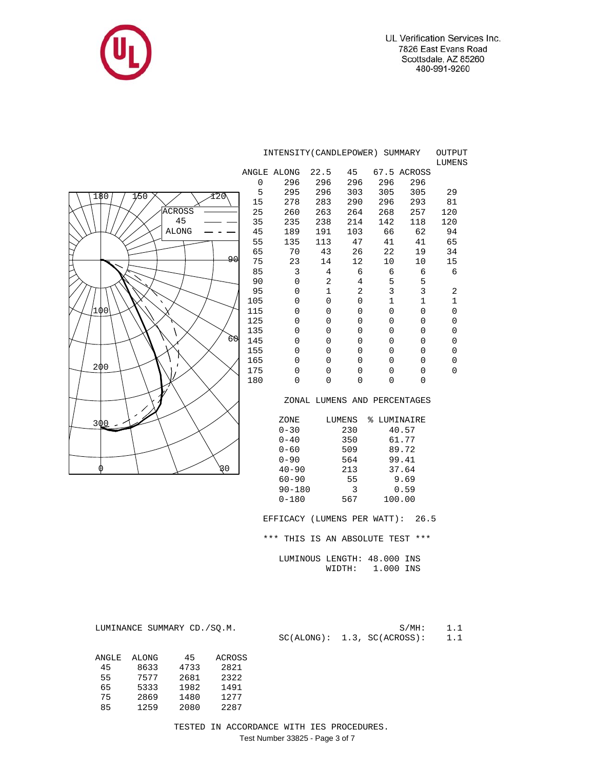UL Verification Services Inc.
7826 East Evans Road
Scottsdale, AZ 85260
480-991-9260

## INTENSITY(CANDLEPOWER) SUMMARY

| ANGLE | ALONG | 22.5 | 45 | 67.5 | ACROSS | OUTPUT LUMENS |
|---|---|---|---|---|---|---|
| 0 | 296 | 296 | 296 | 296 | 296 | |
| 5 | 295 | 296 | 303 | 305 | 305 | 29 |
| 15 | 278 | 283 | 290 | 296 | 293 | 81 |
| 25 | 260 | 263 | 264 | 268 | 257 | 120 |
| 35 | 235 | 238 | 214 | 142 | 118 | 120 |
| 45 | 189 | 191 | 103 | 66 | 62 | 94 |
| 55 | 135 | 113 | 47 | 41 | 41 | 65 |
| 65 | 70 | 43 | 26 | 22 | 19 | 34 |
| 75 | 23 | 14 | 12 | 10 | 10 | 15 |
| 85 | 3 | 4 | 6 | 6 | 6 | 6 |
| 90 | 0 | 2 | 4 | 5 | 5 | |
| 95 | 0 | 1 | 2 | 3 | 3 | 2 |
| 105 | 0 | 0 | 0 | 1 | 1 | 1 |
| 115 | 0 | 0 | 0 | 0 | 0 | 0 |
| 125 | 0 | 0 | 0 | 0 | 0 | 0 |
| 135 | 0 | 0 | 0 | 0 | 0 | 0 |
| 145 | 0 | 0 | 0 | 0 | 0 | 0 |
| 155 | 0 | 0 | 0 | 0 | 0 | 0 |
| 165 | 0 | 0 | 0 | 0 | 0 | 0 |
| 175 | 0 | 0 | 0 | 0 | 0 | 0 |
| 180 | 0 | 0 | 0 | 0 | 0 | |

## ZONAL LUMENS AND PERCENTAGES

| ZONE | LUMENS | % LUMINAIRE |
|---|---|---|
| 0-30 | 230 | 40.57 |
| 0-40 | 350 | 61.77 |
| 0-60 | 509 | 89.72 |
| 0-90 | 564 | 99.41 |
| 40-90 | 213 | 37.64 |
| 60-90 | 55 | 9.69 |
| 90-180 | 3 | 0.59 |
| 0-180 | 567 | 100.00 |

EFFICACY (LUMENS PER WATT): 26.5

*** THIS IS AN ABSOLUTE TEST ***

LUMINOUS LENGTH: 48.000 INS
WIDTH: 1.000 INS

S/MH: 1.1
SC(ALONG): 1.3, SC(ACROSS): 1.1

## LUMINANCE SUMMARY CD./SQ.M.

| ANGLE | ALONG | 45 | ACROSS |
|---|---|---|---|
| 45 | 8633 | 4733 | 2821 |
| 55 | 7577 | 2681 | 2322 |
| 65 | 5333 | 1982 | 1491 |
| 75 | 2869 | 1480 | 1277 |
| 85 | 1259 | 2080 | 2287 |

TESTED IN ACCORDANCE WITH IES PROCEDURES.

Test Number 33825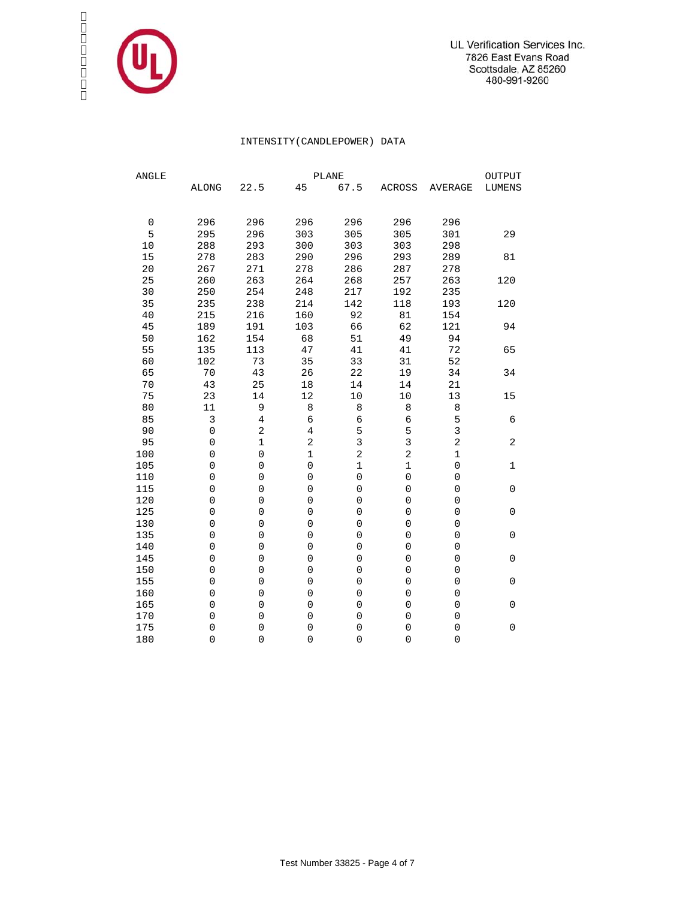UL Verification Services Inc.
7826 East Evans Road
Scottsdale, AZ 85260
480-991-9260

## INTENSITY(CANDLEPOWER) DATA

| ANGLE | PLANE | | | | | | OUTPUT |
|---|---|---|---|---|---|---|---|
| | ALONG | 22.5 | 45 | 67.5 | ACROSS | AVERAGE | LUMENS |
| 0 | 296 | 296 | 296 | 296 | 296 | 296 | |
| 5 | 295 | 296 | 303 | 305 | 305 | 301 | 29 |
| 10 | 288 | 293 | 300 | 303 | 303 | 298 | |
| 15 | 278 | 283 | 290 | 296 | 293 | 289 | 81 |
| 20 | 267 | 271 | 278 | 286 | 287 | 278 | |
| 25 | 260 | 263 | 264 | 268 | 257 | 263 | 120 |
| 30 | 250 | 254 | 248 | 217 | 192 | 235 | |
| 35 | 235 | 238 | 214 | 142 | 118 | 193 | 120 |
| 40 | 215 | 216 | 160 | 92 | 81 | 154 | |
| 45 | 189 | 191 | 103 | 66 | 62 | 121 | 94 |
| 50 | 162 | 154 | 68 | 51 | 49 | 94 | |
| 55 | 135 | 113 | 47 | 41 | 41 | 72 | 65 |
| 60 | 102 | 73 | 35 | 33 | 31 | 52 | |
| 65 | 70 | 43 | 26 | 22 | 19 | 34 | 34 |
| 70 | 43 | 25 | 18 | 14 | 14 | 21 | |
| 75 | 23 | 14 | 12 | 10 | 10 | 13 | 15 |
| 80 | 11 | 9 | 8 | 8 | 8 | 8 | |
| 85 | 3 | 4 | 6 | 6 | 6 | 5 | 6 |
| 90 | 0 | 2 | 4 | 5 | 5 | 3 | |
| 95 | 0 | 1 | 2 | 3 | 3 | 2 | 2 |
| 100 | 0 | 0 | 1 | 2 | 2 | 1 | |
| 105 | 0 | 0 | 0 | 1 | 1 | 0 | 1 |
| 110 | 0 | 0 | 0 | 0 | 0 | 0 | |
| 115 | 0 | 0 | 0 | 0 | 0 | 0 | 0 |
| 120 | 0 | 0 | 0 | 0 | 0 | 0 | |
| 125 | 0 | 0 | 0 | 0 | 0 | 0 | 0 |
| 130 | 0 | 0 | 0 | 0 | 0 | 0 | |
| 135 | 0 | 0 | 0 | 0 | 0 | 0 | 0 |
| 140 | 0 | 0 | 0 | 0 | 0 | 0 | |
| 145 | 0 | 0 | 0 | 0 | 0 | 0 | 0 |
| 150 | 0 | 0 | 0 | 0 | 0 | 0 | |
| 155 | 0 | 0 | 0 | 0 | 0 | 0 | 0 |
| 160 | 0 | 0 | 0 | 0 | 0 | 0 | |
| 165 | 0 | 0 | 0 | 0 | 0 | 0 | 0 |
| 170 | 0 | 0 | 0 | 0 | 0 | 0 | |
| 175 | 0 | 0 | 0 | 0 | 0 | 0 | 0 |
| 180 | 0 | 0 | 0 | 0 | 0 | 0 | |

Test Number 33825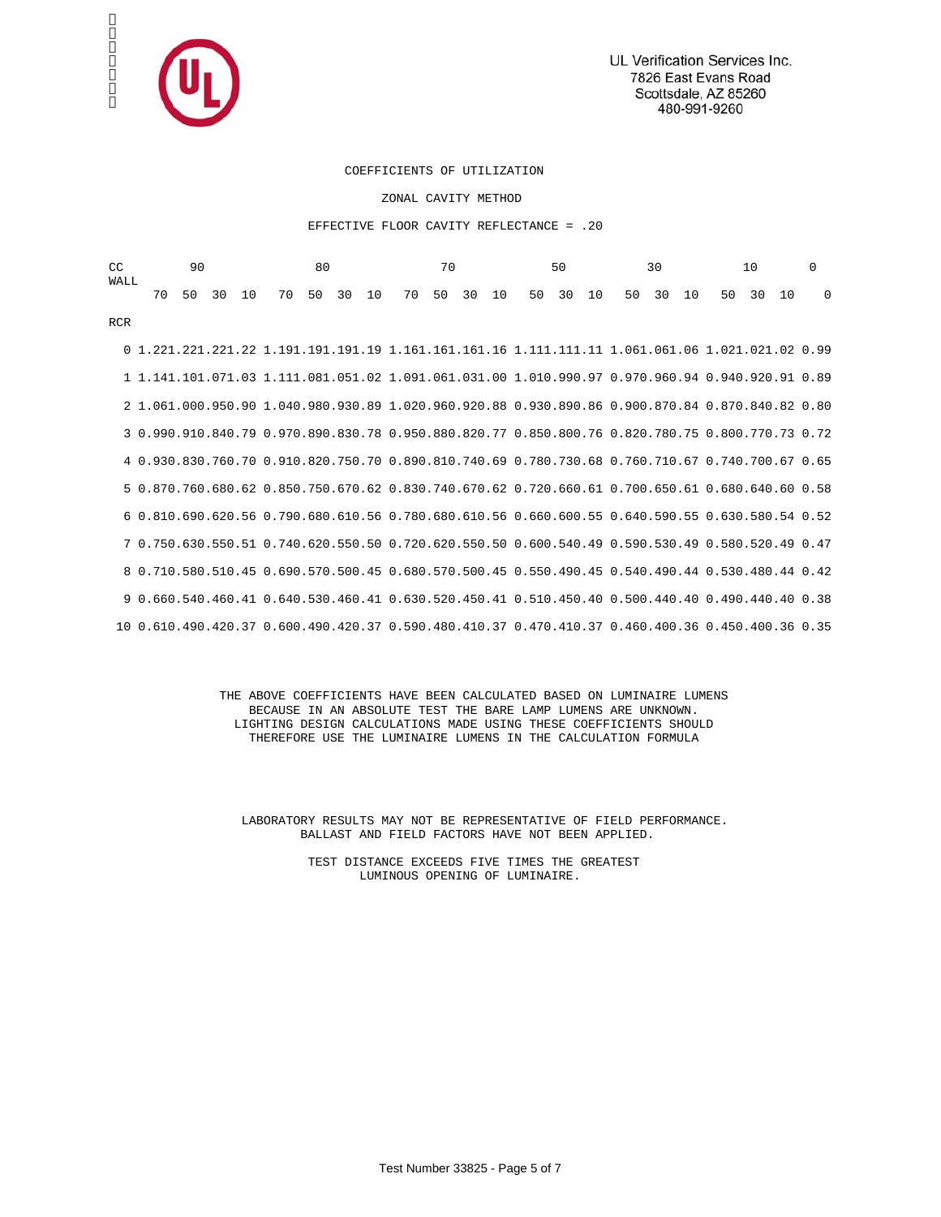UL Verification Services Inc.
7826 East Evans Road
Scottsdale, AZ 85260
480-991-9260

# COEFFICIENTS OF UTILIZATION

## ZONAL CAVITY METHOD

EFFECTIVE FLOOR CAVITY REFLECTANCE = .20

| CC | 90 | | | | 80 | | | | 70 | | | | 50 | | | 30 | | | 10 | | | 0 |
|---|---|---|---|---|---|---|---|---|---|---|---|---|---|---|---|---|---|---|---|---|---|---|
| WALL | 70 | 50 | 30 | 10 | 70 | 50 | 30 | 10 | 70 | 50 | 30 | 10 | 50 | 30 | 10 | 50 | 30 | 10 | 50 | 30 | 10 | 0 |
| RCR | | | | | | | | | | | | | | | | | | | | | | |
| 0 | 1.22 | 1.22 | 1.22 | 1.22 | 1.19 | 1.19 | 1.19 | 1.19 | 1.16 | 1.16 | 1.16 | 1.16 | 1.11 | 1.11 | 1.11 | 1.06 | 1.06 | 1.06 | 1.02 | 1.02 | 1.02 | 0.99 |
| 1 | 1.14 | 1.10 | 1.07 | 1.03 | 1.11 | 1.08 | 1.05 | 1.02 | 1.09 | 1.06 | 1.03 | 1.00 | 1.01 | 0.99 | 0.97 | 0.97 | 0.96 | 0.94 | 0.94 | 0.92 | 0.91 | 0.89 |
| 2 | 1.06 | 1.00 | 0.95 | 0.90 | 1.04 | 0.98 | 0.93 | 0.89 | 1.02 | 0.96 | 0.92 | 0.88 | 0.93 | 0.89 | 0.86 | 0.90 | 0.87 | 0.84 | 0.87 | 0.84 | 0.82 | 0.80 |
| 3 | 0.99 | 0.91 | 0.84 | 0.79 | 0.97 | 0.89 | 0.83 | 0.78 | 0.95 | 0.88 | 0.82 | 0.77 | 0.85 | 0.80 | 0.76 | 0.82 | 0.78 | 0.75 | 0.80 | 0.77 | 0.73 | 0.72 |
| 4 | 0.93 | 0.83 | 0.76 | 0.70 | 0.91 | 0.82 | 0.75 | 0.70 | 0.89 | 0.81 | 0.74 | 0.69 | 0.78 | 0.73 | 0.68 | 0.76 | 0.71 | 0.67 | 0.74 | 0.70 | 0.67 | 0.65 |
| 5 | 0.87 | 0.76 | 0.68 | 0.62 | 0.85 | 0.75 | 0.67 | 0.62 | 0.83 | 0.74 | 0.67 | 0.62 | 0.72 | 0.66 | 0.61 | 0.70 | 0.65 | 0.61 | 0.68 | 0.64 | 0.60 | 0.58 |
| 6 | 0.81 | 0.69 | 0.62 | 0.56 | 0.79 | 0.68 | 0.61 | 0.56 | 0.78 | 0.68 | 0.61 | 0.56 | 0.66 | 0.60 | 0.55 | 0.64 | 0.59 | 0.55 | 0.63 | 0.58 | 0.54 | 0.52 |
| 7 | 0.75 | 0.63 | 0.55 | 0.51 | 0.74 | 0.62 | 0.55 | 0.50 | 0.72 | 0.62 | 0.55 | 0.50 | 0.60 | 0.54 | 0.49 | 0.59 | 0.53 | 0.49 | 0.58 | 0.52 | 0.49 | 0.47 |
| 8 | 0.71 | 0.58 | 0.51 | 0.45 | 0.69 | 0.57 | 0.50 | 0.45 | 0.68 | 0.57 | 0.50 | 0.45 | 0.55 | 0.49 | 0.45 | 0.54 | 0.49 | 0.44 | 0.53 | 0.48 | 0.44 | 0.42 |
| 9 | 0.66 | 0.54 | 0.46 | 0.41 | 0.64 | 0.53 | 0.46 | 0.41 | 0.63 | 0.52 | 0.45 | 0.41 | 0.51 | 0.45 | 0.40 | 0.50 | 0.44 | 0.40 | 0.49 | 0.44 | 0.40 | 0.38 |
| 10 | 0.61 | 0.49 | 0.42 | 0.37 | 0.60 | 0.49 | 0.42 | 0.37 | 0.59 | 0.48 | 0.41 | 0.37 | 0.47 | 0.41 | 0.37 | 0.46 | 0.40 | 0.36 | 0.45 | 0.40 | 0.36 | 0.35 |

THE ABOVE COEFFICIENTS HAVE BEEN CALCULATED BASED ON LUMINAIRE LUMENS BECAUSE IN AN ABSOLUTE TEST THE BARE LAMP LUMENS ARE UNKNOWN. LIGHTING DESIGN CALCULATIONS MADE USING THESE COEFFICIENTS SHOULD THEREFORE USE THE LUMINAIRE LUMENS IN THE CALCULATION FORMULA

LABORATORY RESULTS MAY NOT BE REPRESENTATIVE OF FIELD PERFORMANCE. BALLAST AND FIELD FACTORS HAVE NOT BEEN APPLIED.

TEST DISTANCE EXCEEDS FIVE TIMES THE GREATEST LUMINOUS OPENING OF LUMINAIRE.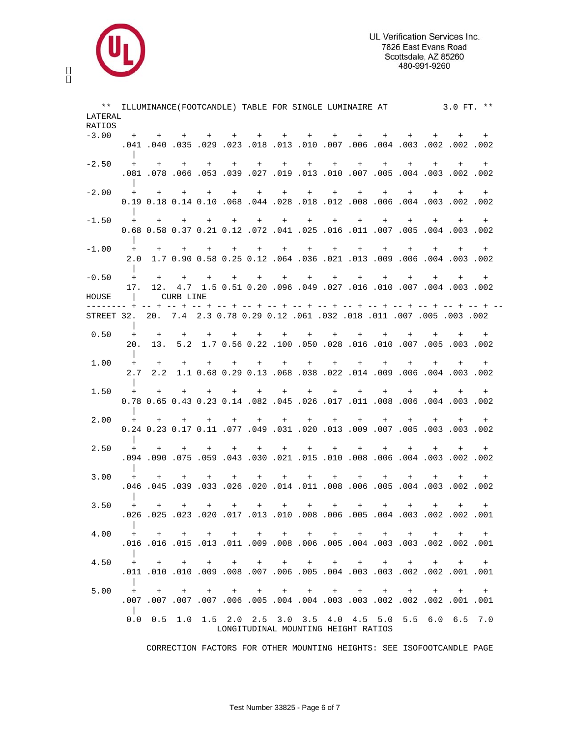UL Verification Services Inc.
7826 East Evans Road
Scottsdale, AZ 85260
480-991-9260

** ILLUMINANCE(FOOTCANDLE) TABLE FOR SINGLE LUMINAIRE AT 3.0 FT. **

| LATERAL RATIOS | 0.0 | 0.5 | 1.0 | 1.5 | 2.0 | 2.5 | 3.0 | 3.5 | 4.0 | 4.5 | 5.0 | 5.5 | 6.0 | 6.5 | 7.0 |
|---|---|---|---|---|---|---|---|---|---|---|---|---|---|---|---|
| -3.00 | .041 | .040 | .035 | .029 | .023 | .018 | .013 | .010 | .007 | .006 | .004 | .003 | .002 | .002 | .002 |
| -2.50 | .081 | .078 | .066 | .053 | .039 | .027 | .019 | .013 | .010 | .007 | .005 | .004 | .003 | .002 | .002 |
| -2.00 | 0.19 | 0.18 | 0.14 | 0.10 | .068 | .044 | .028 | .018 | .012 | .008 | .006 | .004 | .003 | .002 | .002 |
| -1.50 | 0.68 | 0.58 | 0.37 | 0.21 | 0.12 | .072 | .041 | .025 | .016 | .011 | .007 | .005 | .004 | .003 | .002 |
| -1.00 | 2.0 | 1.7 | 0.90 | 0.58 | 0.25 | 0.12 | .064 | .036 | .021 | .013 | .009 | .006 | .004 | .003 | .002 |
| -0.50 | 17. | 12. | 4.7 | 1.5 | 0.51 | 0.20 | .096 | .049 | .027 | .016 | .010 | .007 | .004 | .003 | .002 |
| HOUSE / CURB LINE / STREET | 32. | 20. | 7.4 | 2.3 | 0.78 | 0.29 | 0.12 | .061 | .032 | .018 | .011 | .007 | .005 | .003 | .002 |
| 0.50 | 20. | 13. | 5.2 | 1.7 | 0.56 | 0.22 | .100 | .050 | .028 | .016 | .010 | .007 | .005 | .003 | .002 |
| 1.00 | 2.7 | 2.2 | 1.1 | 0.68 | 0.29 | 0.13 | .068 | .038 | .022 | .014 | .009 | .006 | .004 | .003 | .002 |
| 1.50 | 0.78 | 0.65 | 0.43 | 0.23 | 0.14 | .082 | .045 | .026 | .017 | .011 | .008 | .006 | .004 | .003 | .002 |
| 2.00 | 0.24 | 0.23 | 0.17 | 0.11 | .077 | .049 | .031 | .020 | .013 | .009 | .007 | .005 | .003 | .003 | .002 |
| 2.50 | .094 | .090 | .075 | .059 | .043 | .030 | .021 | .015 | .010 | .008 | .006 | .004 | .003 | .002 | .002 |
| 3.00 | .046 | .045 | .039 | .033 | .026 | .020 | .014 | .011 | .008 | .006 | .005 | .004 | .003 | .002 | .002 |
| 3.50 | .026 | .025 | .023 | .020 | .017 | .013 | .010 | .008 | .006 | .005 | .004 | .003 | .002 | .002 | .001 |
| 4.00 | .016 | .016 | .015 | .013 | .011 | .009 | .008 | .006 | .005 | .004 | .003 | .003 | .002 | .002 | .001 |
| 4.50 | .011 | .010 | .010 | .009 | .008 | .007 | .006 | .005 | .004 | .003 | .003 | .002 | .002 | .001 | .001 |
| 5.00 | .007 | .007 | .007 | .007 | .006 | .005 | .004 | .004 | .003 | .003 | .002 | .002 | .002 | .001 | .001 |

LONGITUDINAL MOUNTING HEIGHT RATIOS

CORRECTION FACTORS FOR OTHER MOUNTING HEIGHTS: SEE ISOFOOTCANDLE PAGE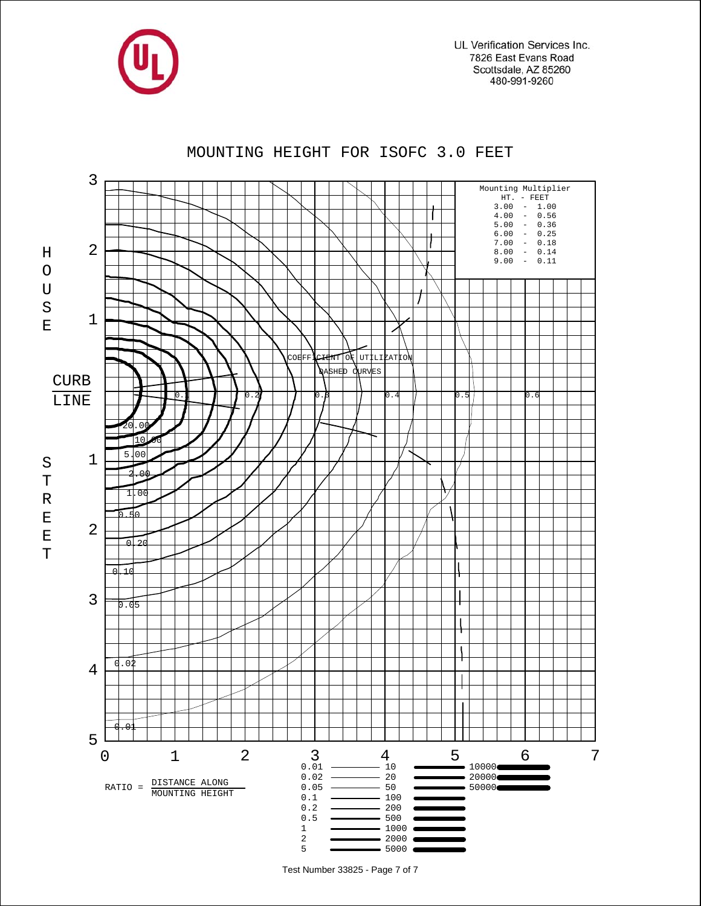UL Verification Services Inc.
7826 East Evans Road
Scottsdale, AZ 85260
480-991-9260

## MOUNTING HEIGHT FOR ISOFC 3.0 FEET

| Mounting HT. - FEET | Multiplier |
|---|---|
| 3.00 | 1.00 |
| 4.00 | 0.56 |
| 5.00 | 0.36 |
| 6.00 | 0.25 |
| 7.00 | 0.18 |
| 8.00 | 0.14 |
| 9.00 | 0.11 |

HOUSE

CURB LINE

STREET

COEFFICIENT OF UTILIZATION
DASHED CURVES

0.1 0.2 0.3 0.4 0.5 0.6

20.00
10.00
5.00
2.00
1.00
0.50
0.20
0.10
0.05
0.02
0.01

3 2 1 1 2 3 4 5

0 1 2 3 4 5 6 7

RATIO = DISTANCE ALONG / MOUNTING HEIGHT

0.01, 0.02, 0.05, 0.1, 0.2, 0.5, 1, 2, 5, 10, 20, 50, 100, 200, 500, 1000, 2000, 5000, 10000, 20000, 50000

Test Number 33825